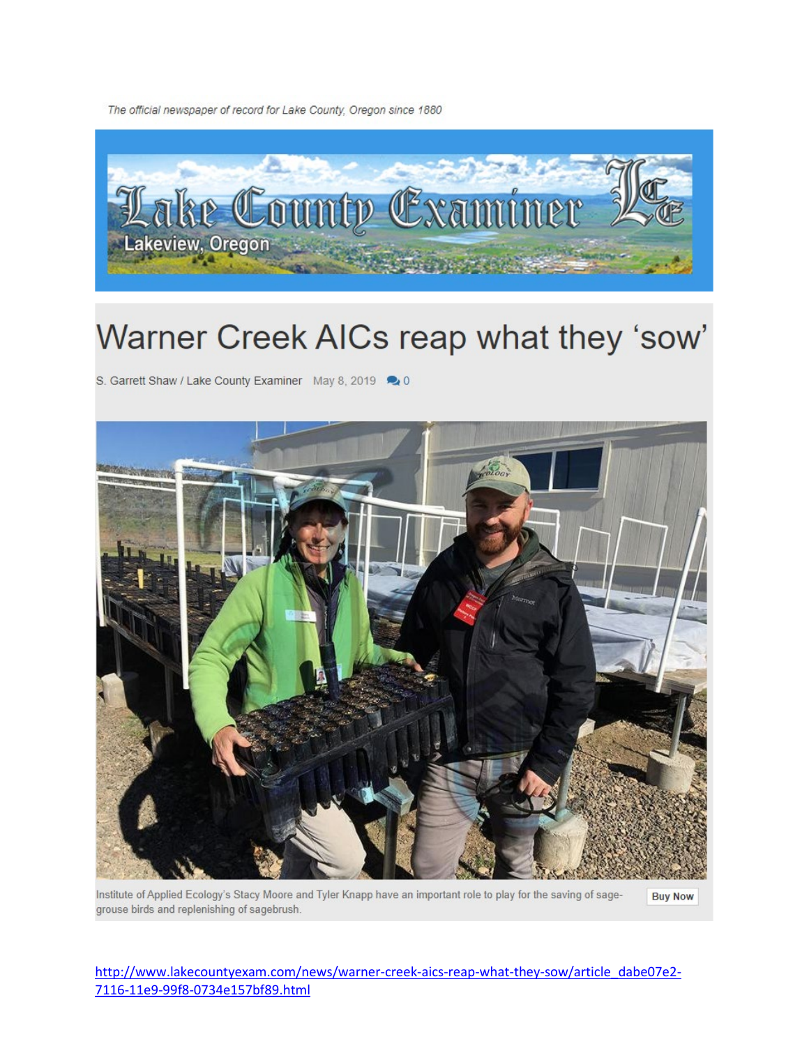The official newspaper of record for Lake County, Oregon since 1880

Lake County Examiner

Lakeview, Oregon

# Warner Creek AICs reap what they 'sow'

S. Garrett Shaw / Lake County Examiner May 8, 2019 0

Institute of Applied Ecology's Stacy Moore and Tyler Knapp have an important role to play for the saving of sage-grouse birds and replenishing of sagebrush.

Buy Now

http://www.lakecountyexam.com/news/warner-creek-aics-reap-what-they-sow/article_dabe07e2-7116-11e9-99f8-0734e157bf89.html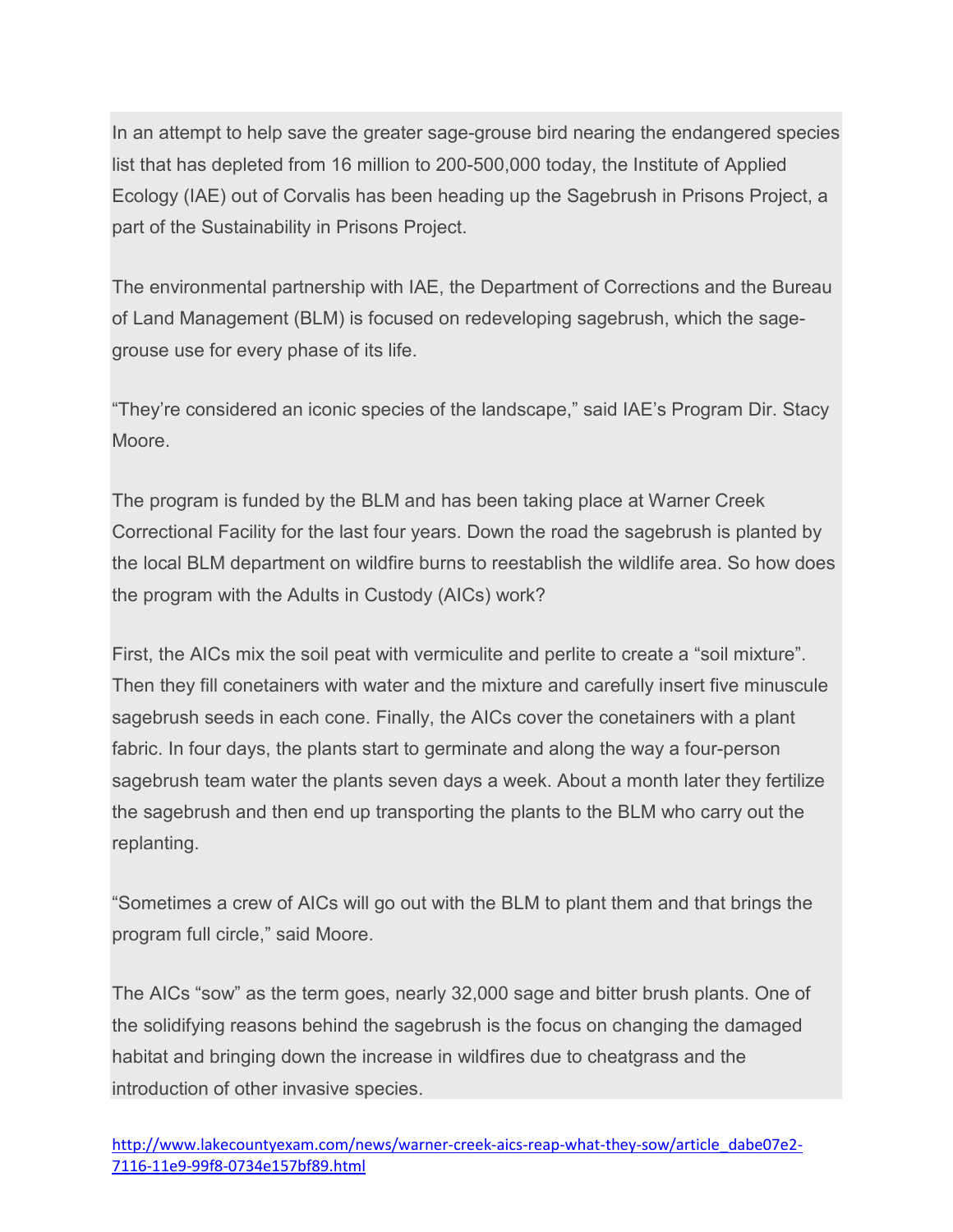In an attempt to help save the greater sage-grouse bird nearing the endangered species list that has depleted from 16 million to 200-500,000 today, the Institute of Applied Ecology (IAE) out of Corvalis has been heading up the Sagebrush in Prisons Project, a part of the Sustainability in Prisons Project.

The environmental partnership with IAE, the Department of Corrections and the Bureau of Land Management (BLM) is focused on redeveloping sagebrush, which the sage-grouse use for every phase of its life.

"They're considered an iconic species of the landscape," said IAE's Program Dir. Stacy Moore.

The program is funded by the BLM and has been taking place at Warner Creek Correctional Facility for the last four years. Down the road the sagebrush is planted by the local BLM department on wildfire burns to reestablish the wildlife area. So how does the program with the Adults in Custody (AICs) work?

First, the AICs mix the soil peat with vermiculite and perlite to create a "soil mixture". Then they fill conetainers with water and the mixture and carefully insert five minuscule sagebrush seeds in each cone. Finally, the AICs cover the conetainers with a plant fabric. In four days, the plants start to germinate and along the way a four-person sagebrush team water the plants seven days a week. About a month later they fertilize the sagebrush and then end up transporting the plants to the BLM who carry out the replanting.

"Sometimes a crew of AICs will go out with the BLM to plant them and that brings the program full circle," said Moore.

The AICs "sow" as the term goes, nearly 32,000 sage and bitter brush plants. One of the solidifying reasons behind the sagebrush is the focus on changing the damaged habitat and bringing down the increase in wildfires due to cheatgrass and the introduction of other invasive species.

http://www.lakecountyexam.com/news/warner-creek-aics-reap-what-they-sow/article_dabe07e2-7116-11e9-99f8-0734e157bf89.html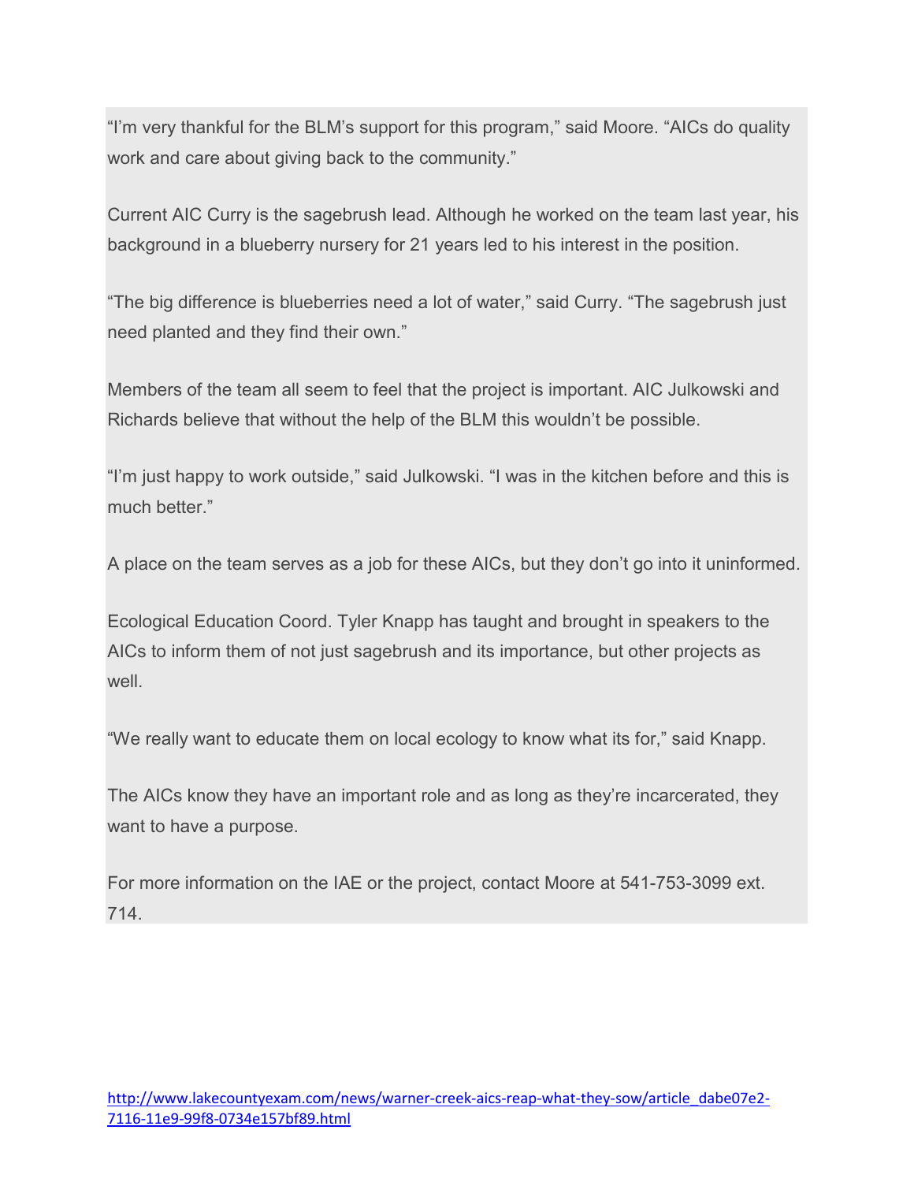"I'm very thankful for the BLM's support for this program," said Moore. "AICs do quality work and care about giving back to the community."

Current AIC Curry is the sagebrush lead. Although he worked on the team last year, his background in a blueberry nursery for 21 years led to his interest in the position.

"The big difference is blueberries need a lot of water," said Curry. "The sagebrush just need planted and they find their own."

Members of the team all seem to feel that the project is important. AIC Julkowski and Richards believe that without the help of the BLM this wouldn't be possible.

"I'm just happy to work outside," said Julkowski. "I was in the kitchen before and this is much better."

A place on the team serves as a job for these AICs, but they don't go into it uninformed.

Ecological Education Coord. Tyler Knapp has taught and brought in speakers to the AICs to inform them of not just sagebrush and its importance, but other projects as well.

"We really want to educate them on local ecology to know what its for," said Knapp.

The AICs know they have an important role and as long as they're incarcerated, they want to have a purpose.

For more information on the IAE or the project, contact Moore at 541-753-3099 ext. 714.

http://www.lakecountyexam.com/news/warner-creek-aics-reap-what-they-sow/article_dabe07e2-7116-11e9-99f8-0734e157bf89.html